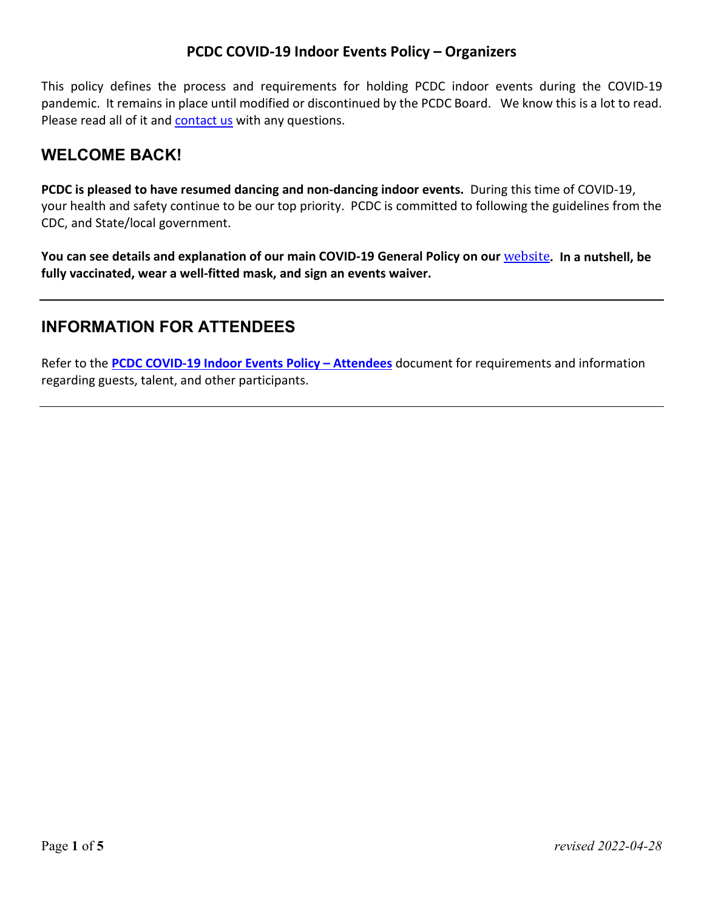# PCDC COVID-19 Indoor Events Policy – Organizers

This policy defines the process and requirements for holding PCDC indoor events during the COVID-19 pandemic. It remains in place until modified or discontinued by the PCDC Board. We know this is a lot to read. Please read all of it and contact us with any questions.

## WELCOME BACK!

**PCDC is pleased to have resumed dancing and non-dancing indoor events.** During this time of COVID-19, your health and safety continue to be our top priority. PCDC is committed to following the guidelines from the CDC, and State/local government.

**You can see details and explanation of our main COVID-19 General Policy on our** website**. In a nutshell, be fully vaccinated, wear a well-fitted mask, and sign an events waiver.**

---

## INFORMATION FOR ATTENDEES

Refer to the **PCDC COVID-19 Indoor Events Policy – Attendees** document for requirements and information regarding guests, talent, and other participants.

---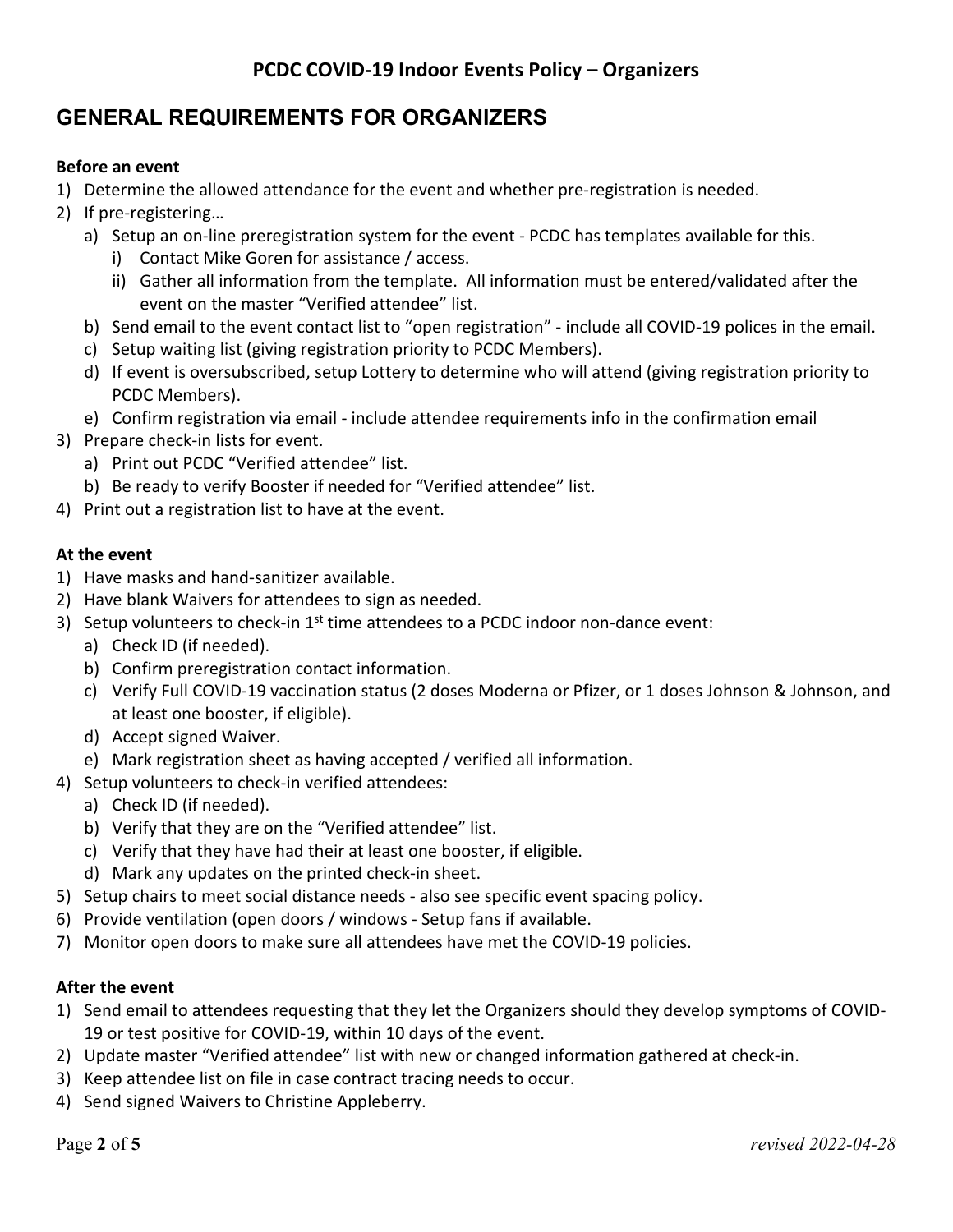## PCDC COVID-19 Indoor Events Policy – Organizers

# GENERAL REQUIREMENTS FOR ORGANIZERS

**Before an event**

1) Determine the allowed attendance for the event and whether pre-registration is needed.
2) If pre-registering…
   a) Setup an on-line preregistration system for the event - PCDC has templates available for this.
      i) Contact Mike Goren for assistance / access.
      ii) Gather all information from the template. All information must be entered/validated after the event on the master "Verified attendee" list.
   b) Send email to the event contact list to "open registration" - include all COVID-19 polices in the email.
   c) Setup waiting list (giving registration priority to PCDC Members).
   d) If event is oversubscribed, setup Lottery to determine who will attend (giving registration priority to PCDC Members).
   e) Confirm registration via email - include attendee requirements info in the confirmation email
3) Prepare check-in lists for event.
   a) Print out PCDC "Verified attendee" list.
   b) Be ready to verify Booster if needed for "Verified attendee" list.
4) Print out a registration list to have at the event.

**At the event**

1) Have masks and hand-sanitizer available.
2) Have blank Waivers for attendees to sign as needed.
3) Setup volunteers to check-in 1st time attendees to a PCDC indoor non-dance event:
   a) Check ID (if needed).
   b) Confirm preregistration contact information.
   c) Verify Full COVID-19 vaccination status (2 doses Moderna or Pfizer, or 1 doses Johnson & Johnson, and at least one booster, if eligible).
   d) Accept signed Waiver.
   e) Mark registration sheet as having accepted / verified all information.
4) Setup volunteers to check-in verified attendees:
   a) Check ID (if needed).
   b) Verify that they are on the "Verified attendee" list.
   c) Verify that they have had ~~their~~ at least one booster, if eligible.
   d) Mark any updates on the printed check-in sheet.
5) Setup chairs to meet social distance needs - also see specific event spacing policy.
6) Provide ventilation (open doors / windows - Setup fans if available.
7) Monitor open doors to make sure all attendees have met the COVID-19 policies.

**After the event**

1) Send email to attendees requesting that they let the Organizers should they develop symptoms of COVID-19 or test positive for COVID-19, within 10 days of the event.
2) Update master "Verified attendee" list with new or changed information gathered at check-in.
3) Keep attendee list on file in case contract tracing needs to occur.
4) Send signed Waivers to Christine Appleberry.

*revised 2022-04-28*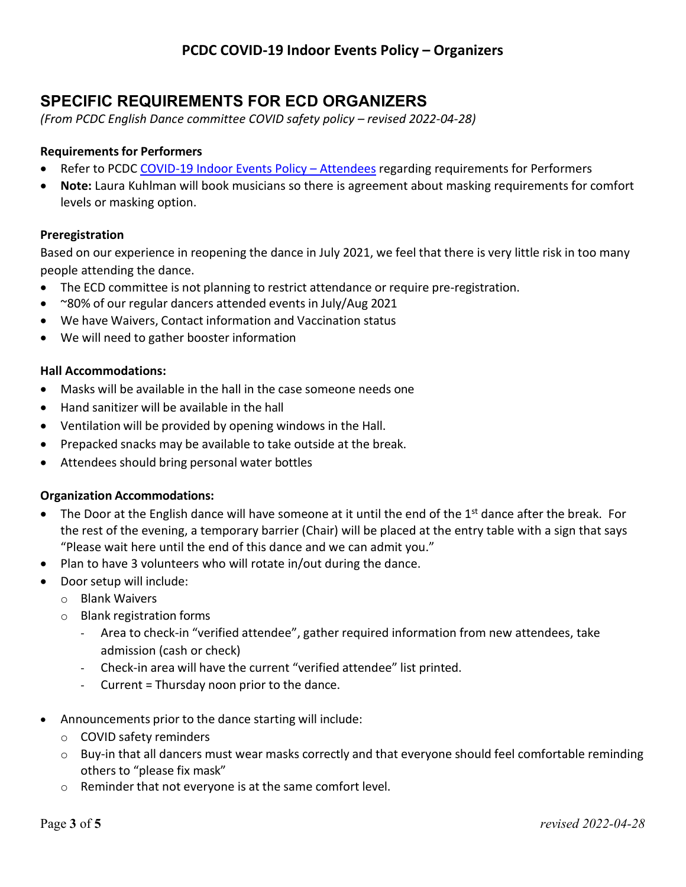## SPECIFIC REQUIREMENTS FOR ECD ORGANIZERS

*(From PCDC English Dance committee COVID safety policy – revised 2022-04-28)*

**Requirements for Performers**

- Refer to PCDC COVID-19 Indoor Events Policy – Attendees regarding requirements for Performers
- **Note:** Laura Kuhlman will book musicians so there is agreement about masking requirements for comfort levels or masking option.

**Preregistration**

Based on our experience in reopening the dance in July 2021, we feel that there is very little risk in too many people attending the dance.

- The ECD committee is not planning to restrict attendance or require pre-registration.
- ~80% of our regular dancers attended events in July/Aug 2021
- We have Waivers, Contact information and Vaccination status
- We will need to gather booster information

**Hall Accommodations:**

- Masks will be available in the hall in the case someone needs one
- Hand sanitizer will be available in the hall
- Ventilation will be provided by opening windows in the Hall.
- Prepacked snacks may be available to take outside at the break.
- Attendees should bring personal water bottles

**Organization Accommodations:**

- The Door at the English dance will have someone at it until the end of the 1st dance after the break. For the rest of the evening, a temporary barrier (Chair) will be placed at the entry table with a sign that says "Please wait here until the end of this dance and we can admit you."
- Plan to have 3 volunteers who will rotate in/out during the dance.
- Door setup will include:
  - Blank Waivers
  - Blank registration forms
    - Area to check-in "verified attendee", gather required information from new attendees, take admission (cash or check)
    - Check-in area will have the current "verified attendee" list printed.
    - Current = Thursday noon prior to the dance.
- Announcements prior to the dance starting will include:
  - COVID safety reminders
  - Buy-in that all dancers must wear masks correctly and that everyone should feel comfortable reminding others to "please fix mask"
  - Reminder that not everyone is at the same comfort level.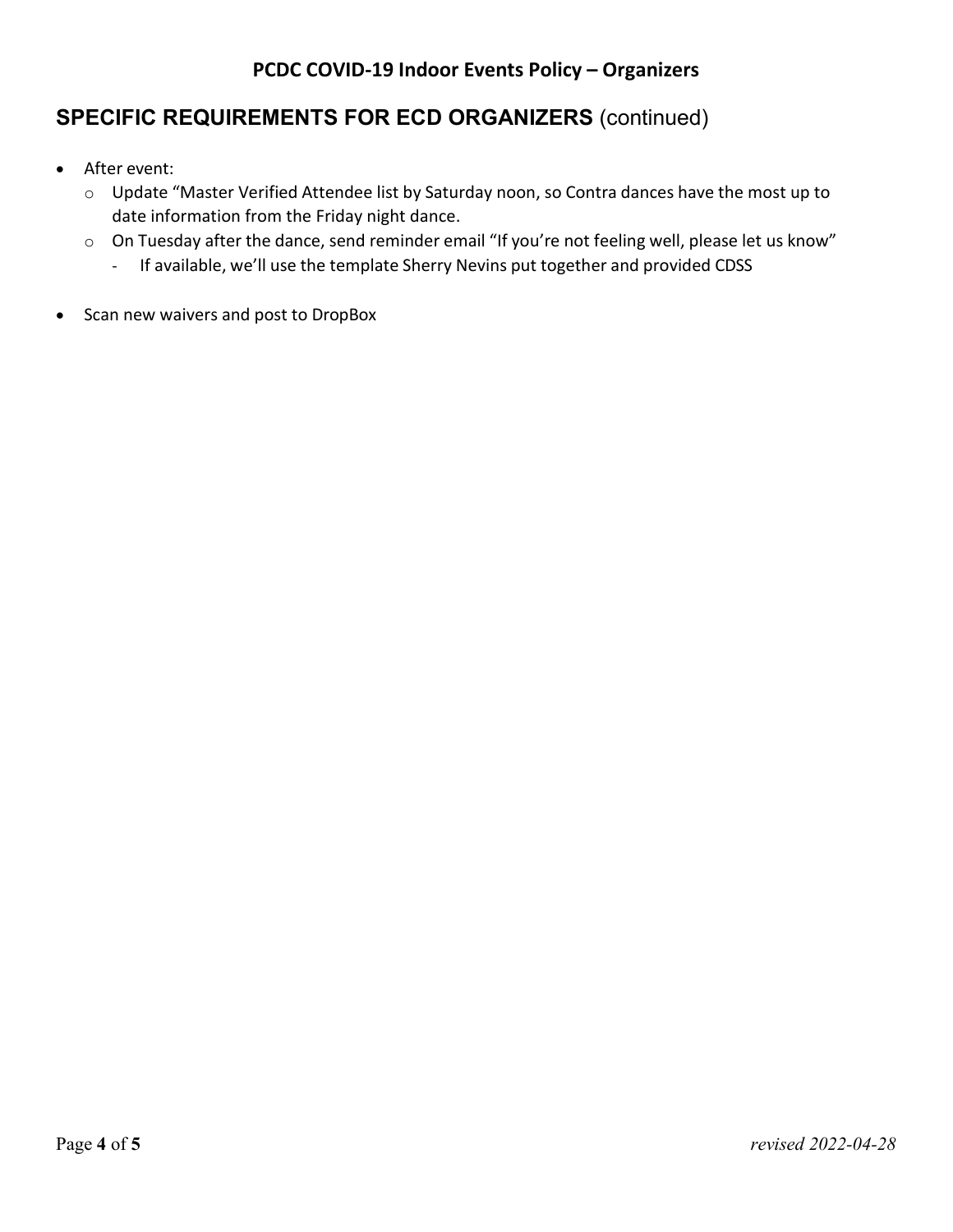## SPECIFIC REQUIREMENTS FOR ECD ORGANIZERS (continued)

- After event:
  - Update "Master Verified Attendee list by Saturday noon, so Contra dances have the most up to date information from the Friday night dance.
  - On Tuesday after the dance, send reminder email "If you're not feeling well, please let us know"
    - If available, we'll use the template Sherry Nevins put together and provided CDSS
- Scan new waivers and post to DropBox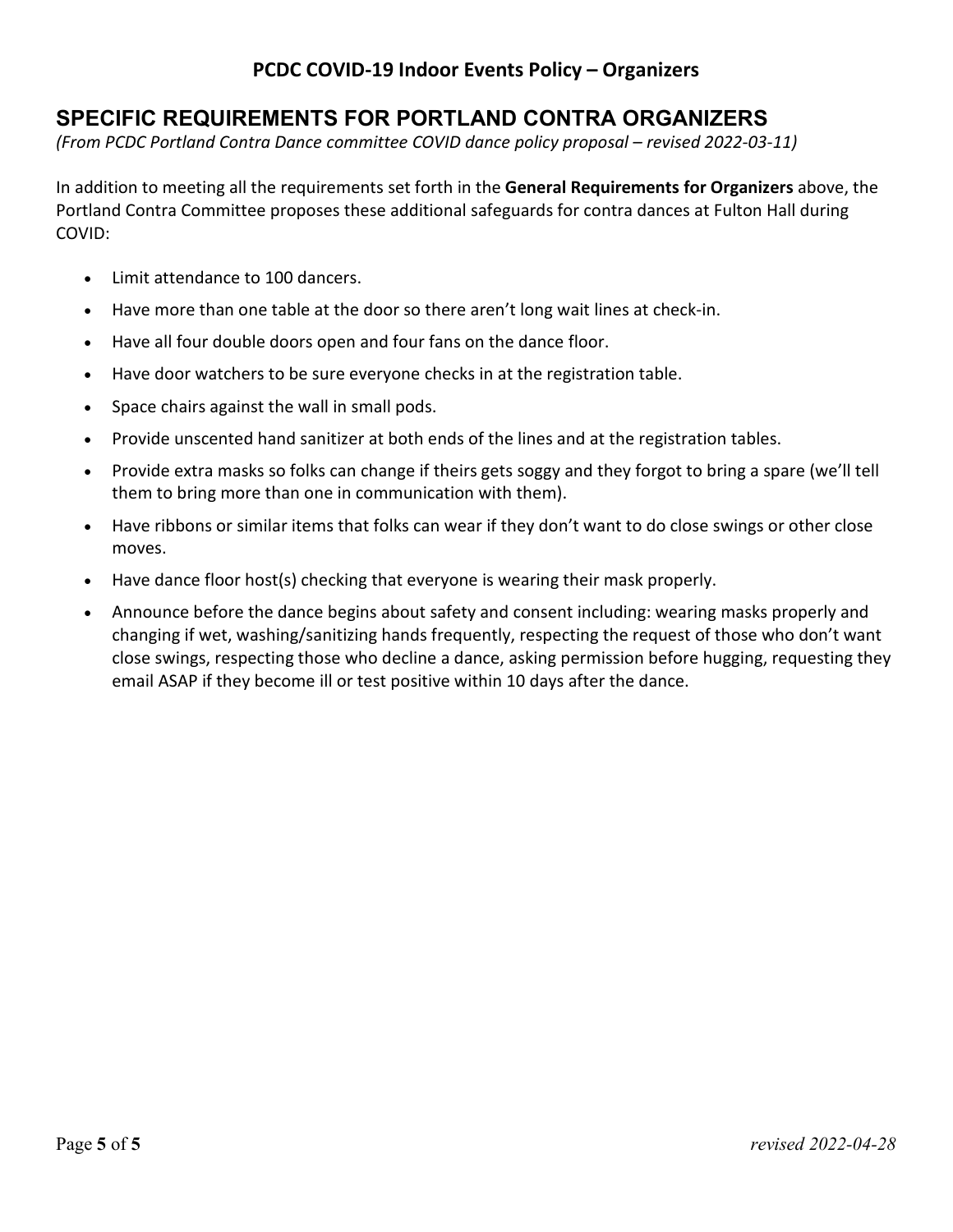## SPECIFIC REQUIREMENTS FOR PORTLAND CONTRA ORGANIZERS

*(From PCDC Portland Contra Dance committee COVID dance policy proposal – revised 2022-03-11)*

In addition to meeting all the requirements set forth in the **General Requirements for Organizers** above, the Portland Contra Committee proposes these additional safeguards for contra dances at Fulton Hall during COVID:

- Limit attendance to 100 dancers.
- Have more than one table at the door so there aren't long wait lines at check-in.
- Have all four double doors open and four fans on the dance floor.
- Have door watchers to be sure everyone checks in at the registration table.
- Space chairs against the wall in small pods.
- Provide unscented hand sanitizer at both ends of the lines and at the registration tables.
- Provide extra masks so folks can change if theirs gets soggy and they forgot to bring a spare (we'll tell them to bring more than one in communication with them).
- Have ribbons or similar items that folks can wear if they don't want to do close swings or other close moves.
- Have dance floor host(s) checking that everyone is wearing their mask properly.
- Announce before the dance begins about safety and consent including: wearing masks properly and changing if wet, washing/sanitizing hands frequently, respecting the request of those who don't want close swings, respecting those who decline a dance, asking permission before hugging, requesting they email ASAP if they become ill or test positive within 10 days after the dance.